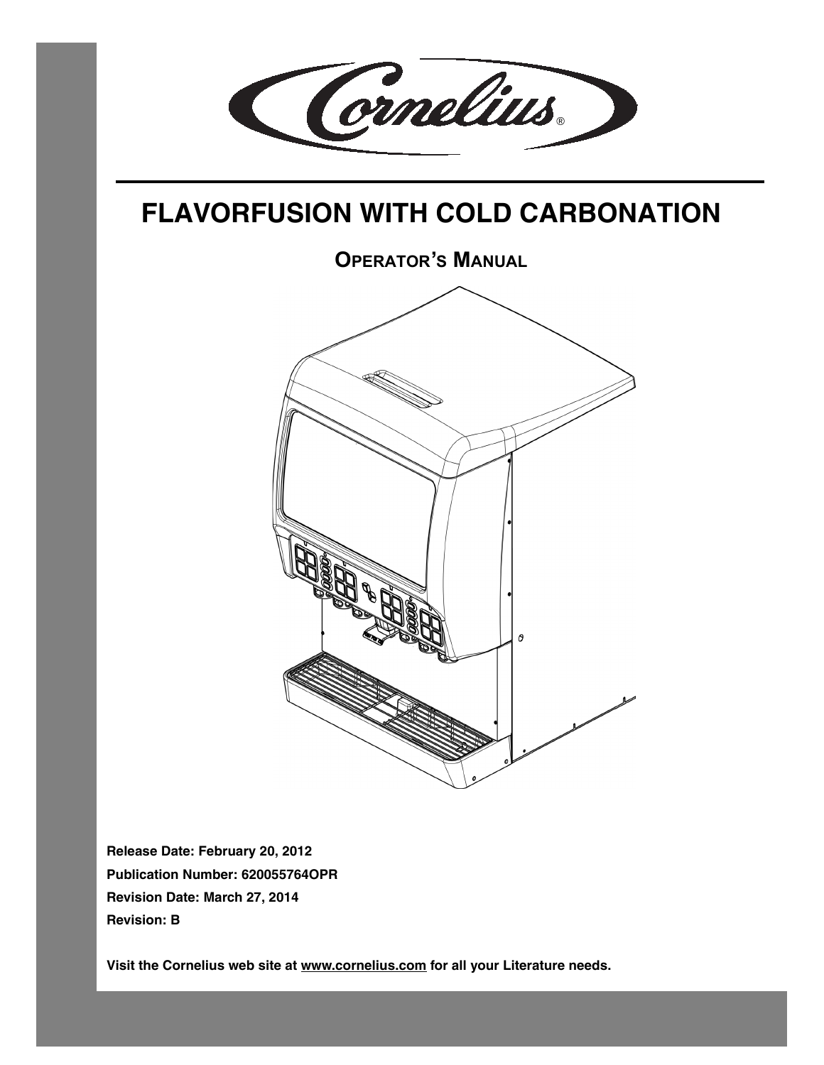# FLAVORFUSION WITH COLD CARBONATION

## OPERATOR'S MANUAL

**Release Date: February 20, 2012**

**Publication Number: 620055764OPR**

**Revision Date: March 27, 2014**

**Revision: B**

**Visit the Cornelius web site at www.cornelius.com for all your Literature needs.**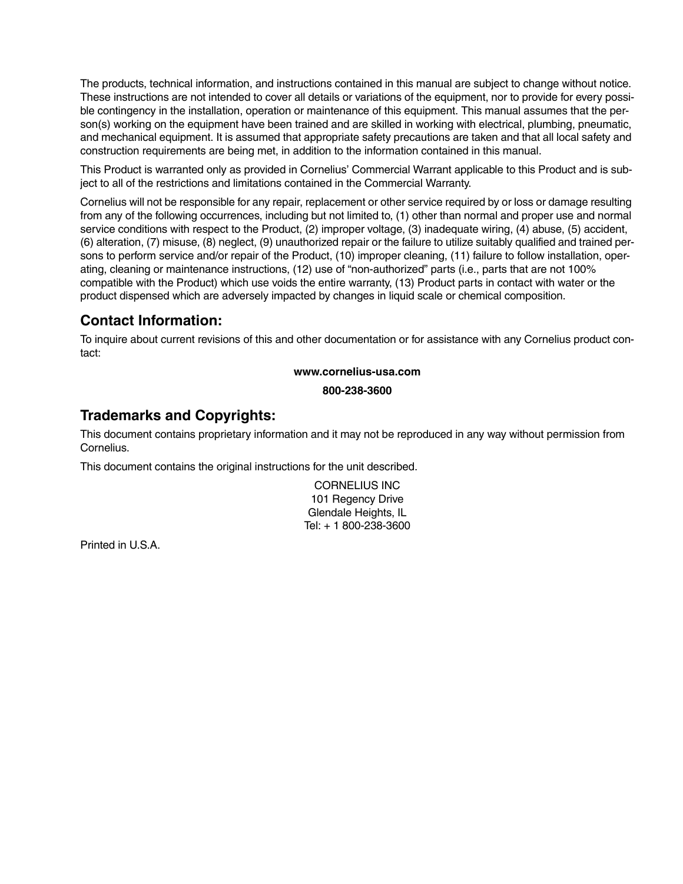The products, technical information, and instructions contained in this manual are subject to change without notice. These instructions are not intended to cover all details or variations of the equipment, nor to provide for every possible contingency in the installation, operation or maintenance of this equipment. This manual assumes that the person(s) working on the equipment have been trained and are skilled in working with electrical, plumbing, pneumatic, and mechanical equipment. It is assumed that appropriate safety precautions are taken and that all local safety and construction requirements are being met, in addition to the information contained in this manual.

This Product is warranted only as provided in Cornelius' Commercial Warrant applicable to this Product and is subject to all of the restrictions and limitations contained in the Commercial Warranty.

Cornelius will not be responsible for any repair, replacement or other service required by or loss or damage resulting from any of the following occurrences, including but not limited to, (1) other than normal and proper use and normal service conditions with respect to the Product, (2) improper voltage, (3) inadequate wiring, (4) abuse, (5) accident, (6) alteration, (7) misuse, (8) neglect, (9) unauthorized repair or the failure to utilize suitably qualified and trained persons to perform service and/or repair of the Product, (10) improper cleaning, (11) failure to follow installation, operating, cleaning or maintenance instructions, (12) use of "non-authorized" parts (i.e., parts that are not 100% compatible with the Product) which use voids the entire warranty, (13) Product parts in contact with water or the product dispensed which are adversely impacted by changes in liquid scale or chemical composition.

## Contact Information:

To inquire about current revisions of this and other documentation or for assistance with any Cornelius product contact:

**www.cornelius-usa.com**

**800-238-3600**

## Trademarks and Copyrights:

This document contains proprietary information and it may not be reproduced in any way without permission from Cornelius.

This document contains the original instructions for the unit described.

CORNELIUS INC
101 Regency Drive
Glendale Heights, IL
Tel: + 1 800-238-3600

Printed in U.S.A.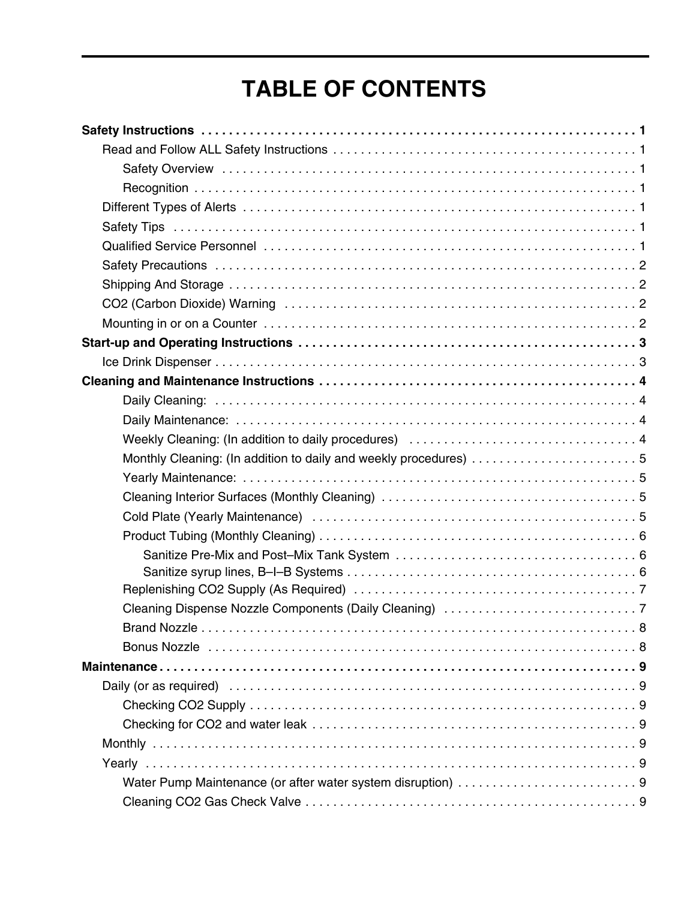# TABLE OF CONTENTS

**Safety Instructions . . . . . . . . . . . . . . . . . . . . . . . . . . . . . . . . . . . . . . . . . . . . . . . . . . . . . . . . . . . . . . . 1**

- Read and Follow ALL Safety Instructions . . . . . . . . . . . . . . . . . . . . . . . . . . . . . . . . . . . . . . . . . . . . 1
  - Safety Overview . . . . . . . . . . . . . . . . . . . . . . . . . . . . . . . . . . . . . . . . . . . . . . . . . . . . . . . . . . . 1
  - Recognition . . . . . . . . . . . . . . . . . . . . . . . . . . . . . . . . . . . . . . . . . . . . . . . . . . . . . . . . . . . . . . 1
- Different Types of Alerts . . . . . . . . . . . . . . . . . . . . . . . . . . . . . . . . . . . . . . . . . . . . . . . . . . . . . . . . 1
- Safety Tips . . . . . . . . . . . . . . . . . . . . . . . . . . . . . . . . . . . . . . . . . . . . . . . . . . . . . . . . . . . . . . . . . . 1
- Qualified Service Personnel . . . . . . . . . . . . . . . . . . . . . . . . . . . . . . . . . . . . . . . . . . . . . . . . . . . . . . 1
- Safety Precautions . . . . . . . . . . . . . . . . . . . . . . . . . . . . . . . . . . . . . . . . . . . . . . . . . . . . . . . . . . . . . 2
- Shipping And Storage . . . . . . . . . . . . . . . . . . . . . . . . . . . . . . . . . . . . . . . . . . . . . . . . . . . . . . . . . . . 2
- $CO_2$ (Carbon Dioxide) Warning . . . . . . . . . . . . . . . . . . . . . . . . . . . . . . . . . . . . . . . . . . . . . . . . . . . 2
- Mounting in or on a Counter . . . . . . . . . . . . . . . . . . . . . . . . . . . . . . . . . . . . . . . . . . . . . . . . . . . . . . 2

**Start-up and Operating Instructions . . . . . . . . . . . . . . . . . . . . . . . . . . . . . . . . . . . . . . . . . . . . . . . . . 3**

- Ice Drink Dispenser . . . . . . . . . . . . . . . . . . . . . . . . . . . . . . . . . . . . . . . . . . . . . . . . . . . . . . . . . . . . . 3

**Cleaning and Maintenance Instructions . . . . . . . . . . . . . . . . . . . . . . . . . . . . . . . . . . . . . . . . . . . . . . 4**

- Daily Cleaning: . . . . . . . . . . . . . . . . . . . . . . . . . . . . . . . . . . . . . . . . . . . . . . . . . . . . . . . . . . . . . 4
- Daily Maintenance: . . . . . . . . . . . . . . . . . . . . . . . . . . . . . . . . . . . . . . . . . . . . . . . . . . . . . . . . . . 4
- Weekly Cleaning: (In addition to daily procedures) . . . . . . . . . . . . . . . . . . . . . . . . . . . . . . . . . 4
- Monthly Cleaning: (In addition to daily and weekly procedures) . . . . . . . . . . . . . . . . . . . . . . . . 5
- Yearly Maintenance: . . . . . . . . . . . . . . . . . . . . . . . . . . . . . . . . . . . . . . . . . . . . . . . . . . . . . . . . . 5
- Cleaning Interior Surfaces (Monthly Cleaning) . . . . . . . . . . . . . . . . . . . . . . . . . . . . . . . . . . . . 5
- Cold Plate (Yearly Maintenance) . . . . . . . . . . . . . . . . . . . . . . . . . . . . . . . . . . . . . . . . . . . . . . . 5
- Product Tubing (Monthly Cleaning) . . . . . . . . . . . . . . . . . . . . . . . . . . . . . . . . . . . . . . . . . . . . . 6
  - Sanitize Pre-Mix and Post–Mix Tank System . . . . . . . . . . . . . . . . . . . . . . . . . . . . . . . . . . . 6
  - Sanitize syrup lines, B–I–B Systems . . . . . . . . . . . . . . . . . . . . . . . . . . . . . . . . . . . . . . . . . . 6
- Replenishing $CO_2$ Supply (As Required) . . . . . . . . . . . . . . . . . . . . . . . . . . . . . . . . . . . . . . . . 7
- Cleaning Dispense Nozzle Components (Daily Cleaning) . . . . . . . . . . . . . . . . . . . . . . . . . . . . 7
- Brand Nozzle . . . . . . . . . . . . . . . . . . . . . . . . . . . . . . . . . . . . . . . . . . . . . . . . . . . . . . . . . . . . . . 8
- Bonus Nozzle . . . . . . . . . . . . . . . . . . . . . . . . . . . . . . . . . . . . . . . . . . . . . . . . . . . . . . . . . . . . . . 8

**Maintenance . . . . . . . . . . . . . . . . . . . . . . . . . . . . . . . . . . . . . . . . . . . . . . . . . . . . . . . . . . . . . . . . . . . . 9**

- Daily (or as required) . . . . . . . . . . . . . . . . . . . . . . . . . . . . . . . . . . . . . . . . . . . . . . . . . . . . . . . . . . . . 9
  - Checking $CO_2$ Supply . . . . . . . . . . . . . . . . . . . . . . . . . . . . . . . . . . . . . . . . . . . . . . . . . . . . . . . . 9
  - Checking for $CO_2$ and water leak . . . . . . . . . . . . . . . . . . . . . . . . . . . . . . . . . . . . . . . . . . . . . . . 9
- Monthly . . . . . . . . . . . . . . . . . . . . . . . . . . . . . . . . . . . . . . . . . . . . . . . . . . . . . . . . . . . . . . . . . . . . . . 9
- Yearly . . . . . . . . . . . . . . . . . . . . . . . . . . . . . . . . . . . . . . . . . . . . . . . . . . . . . . . . . . . . . . . . . . . . . . . 9
  - Water Pump Maintenance (or after water system disruption) . . . . . . . . . . . . . . . . . . . . . . . . . 9
  - Cleaning $CO_2$ Gas Check Valve . . . . . . . . . . . . . . . . . . . . . . . . . . . . . . . . . . . . . . . . . . . . . . . . 9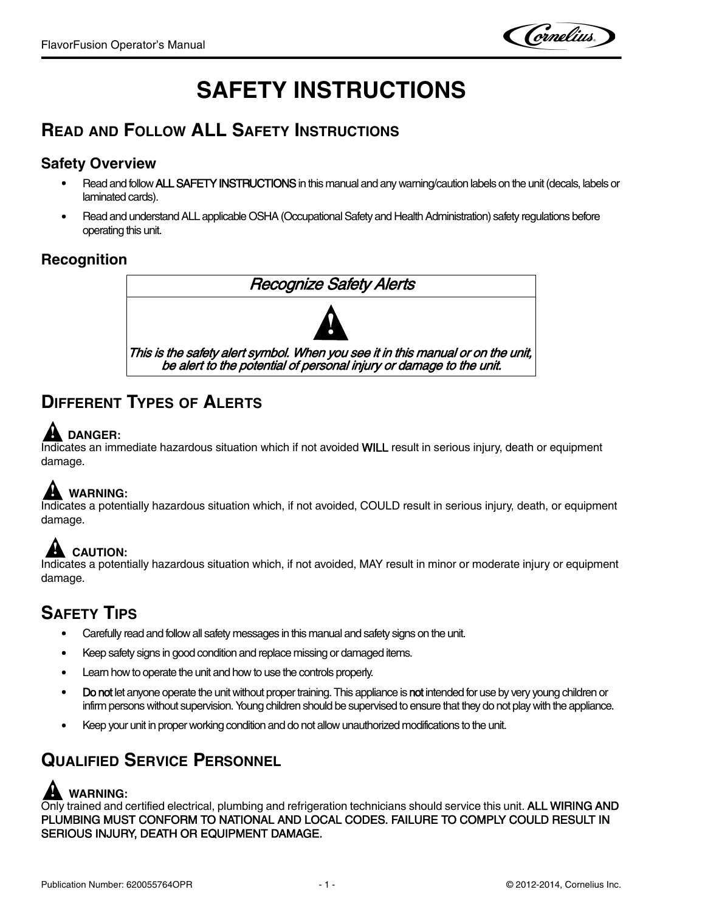# SAFETY INSTRUCTIONS

## Read and Follow ALL Safety Instructions

### Safety Overview

- Read and follow **ALL SAFETY INSTRUCTIONS** in this manual and any warning/caution labels on the unit (decals, labels or laminated cards).
- Read and understand ALL applicable OSHA (Occupational Safety and Health Administration) safety regulations before operating this unit.

### Recognition

| *Recognize Safety Alerts* |
| --- |
| ⚠ *This is the safety alert symbol. When you see it in this manual or on the unit, be alert to the potential of personal injury or damage to the unit.* |

## Different Types of Alerts

⚠ **DANGER:**
Indicates an immediate hazardous situation which if not avoided **WILL** result in serious injury, death or equipment damage.

⚠ **WARNING:**
Indicates a potentially hazardous situation which, if not avoided, COULD result in serious injury, death, or equipment damage.

⚠ **CAUTION:**
Indicates a potentially hazardous situation which, if not avoided, MAY result in minor or moderate injury or equipment damage.

## Safety Tips

- Carefully read and follow all safety messages in this manual and safety signs on the unit.
- Keep safety signs in good condition and replace missing or damaged items.
- Learn how to operate the unit and how to use the controls properly.
- **Do not** let anyone operate the unit without proper training. This appliance is **not** intended for use by very young children or infirm persons without supervision. Young children should be supervised to ensure that they do not play with the appliance.
- Keep your unit in proper working condition and do not allow unauthorized modifications to the unit.

## Qualified Service Personnel

⚠ **WARNING:**
Only trained and certified electrical, plumbing and refrigeration technicians should service this unit. **ALL WIRING AND PLUMBING MUST CONFORM TO NATIONAL AND LOCAL CODES. FAILURE TO COMPLY COULD RESULT IN SERIOUS INJURY, DEATH OR EQUIPMENT DAMAGE.**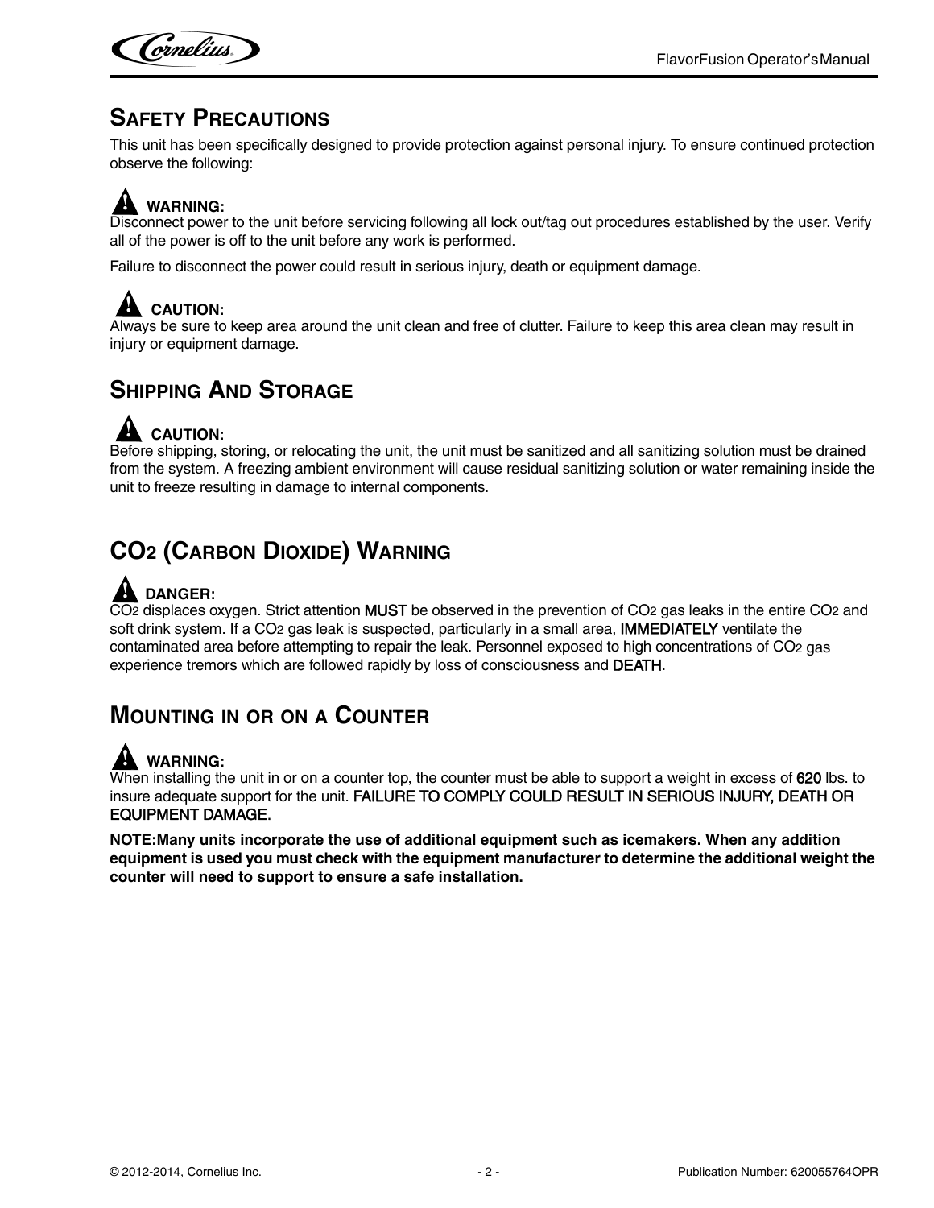## Safety Precautions

This unit has been specifically designed to provide protection against personal injury. To ensure continued protection observe the following:

**WARNING:**
Disconnect power to the unit before servicing following all lock out/tag out procedures established by the user. Verify all of the power is off to the unit before any work is performed.

Failure to disconnect the power could result in serious injury, death or equipment damage.

**CAUTION:**
Always be sure to keep area around the unit clean and free of clutter. Failure to keep this area clean may result in injury or equipment damage.

## Shipping And Storage

**CAUTION:**
Before shipping, storing, or relocating the unit, the unit must be sanitized and all sanitizing solution must be drained from the system. A freezing ambient environment will cause residual sanitizing solution or water remaining inside the unit to freeze resulting in damage to internal components.

## $CO_2$ (Carbon Dioxide) Warning

**DANGER:**
$CO_2$ displaces oxygen. Strict attention MUST be observed in the prevention of $CO_2$ gas leaks in the entire $CO_2$ and soft drink system. If a $CO_2$ gas leak is suspected, particularly in a small area, IMMEDIATELY ventilate the contaminated area before attempting to repair the leak. Personnel exposed to high concentrations of $CO_2$ gas experience tremors which are followed rapidly by loss of consciousness and DEATH.

## Mounting in or on a Counter

**WARNING:**
When installing the unit in or on a counter top, the counter must be able to support a weight in excess of 620 lbs. to insure adequate support for the unit. FAILURE TO COMPLY COULD RESULT IN SERIOUS INJURY, DEATH OR EQUIPMENT DAMAGE.

**NOTE:Many units incorporate the use of additional equipment such as icemakers. When any addition equipment is used you must check with the equipment manufacturer to determine the additional weight the counter will need to support to ensure a safe installation.**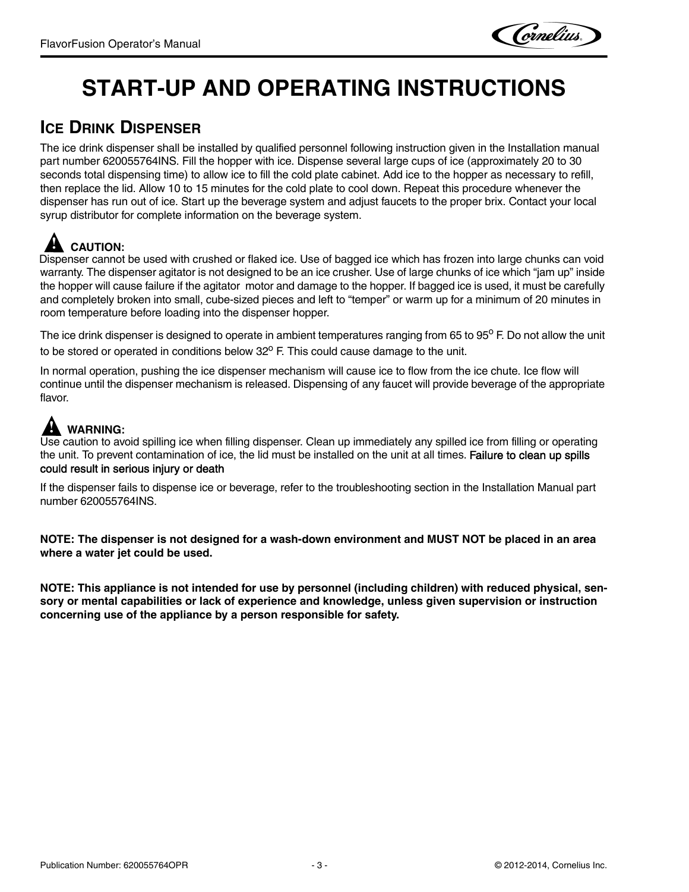# START-UP AND OPERATING INSTRUCTIONS

## Ice Drink Dispenser

The ice drink dispenser shall be installed by qualified personnel following instruction given in the Installation manual part number 620055764INS. Fill the hopper with ice. Dispense several large cups of ice (approximately 20 to 30 seconds total dispensing time) to allow ice to fill the cold plate cabinet. Add ice to the hopper as necessary to refill, then replace the lid. Allow 10 to 15 minutes for the cold plate to cool down. Repeat this procedure whenever the dispenser has run out of ice. Start up the beverage system and adjust faucets to the proper brix. Contact your local syrup distributor for complete information on the beverage system.

**CAUTION:**
Dispenser cannot be used with crushed or flaked ice. Use of bagged ice which has frozen into large chunks can void warranty. The dispenser agitator is not designed to be an ice crusher. Use of large chunks of ice which "jam up" inside the hopper will cause failure if the agitator motor and damage to the hopper. If bagged ice is used, it must be carefully and completely broken into small, cube-sized pieces and left to "temper" or warm up for a minimum of 20 minutes in room temperature before loading into the dispenser hopper.

The ice drink dispenser is designed to operate in ambient temperatures ranging from 65 to 95$^{o}$ F. Do not allow the unit to be stored or operated in conditions below 32$^{o}$ F. This could cause damage to the unit.

In normal operation, pushing the ice dispenser mechanism will cause ice to flow from the ice chute. Ice flow will continue until the dispenser mechanism is released. Dispensing of any faucet will provide beverage of the appropriate flavor.

**WARNING:**
Use caution to avoid spilling ice when filling dispenser. Clean up immediately any spilled ice from filling or operating the unit. To prevent contamination of ice, the lid must be installed on the unit at all times. Failure to clean up spills could result in serious injury or death

If the dispenser fails to dispense ice or beverage, refer to the troubleshooting section in the Installation Manual part number 620055764INS.

**NOTE: The dispenser is not designed for a wash-down environment and MUST NOT be placed in an area where a water jet could be used.**

**NOTE: This appliance is not intended for use by personnel (including children) with reduced physical, sensory or mental capabilities or lack of experience and knowledge, unless given supervision or instruction concerning use of the appliance by a person responsible for safety.**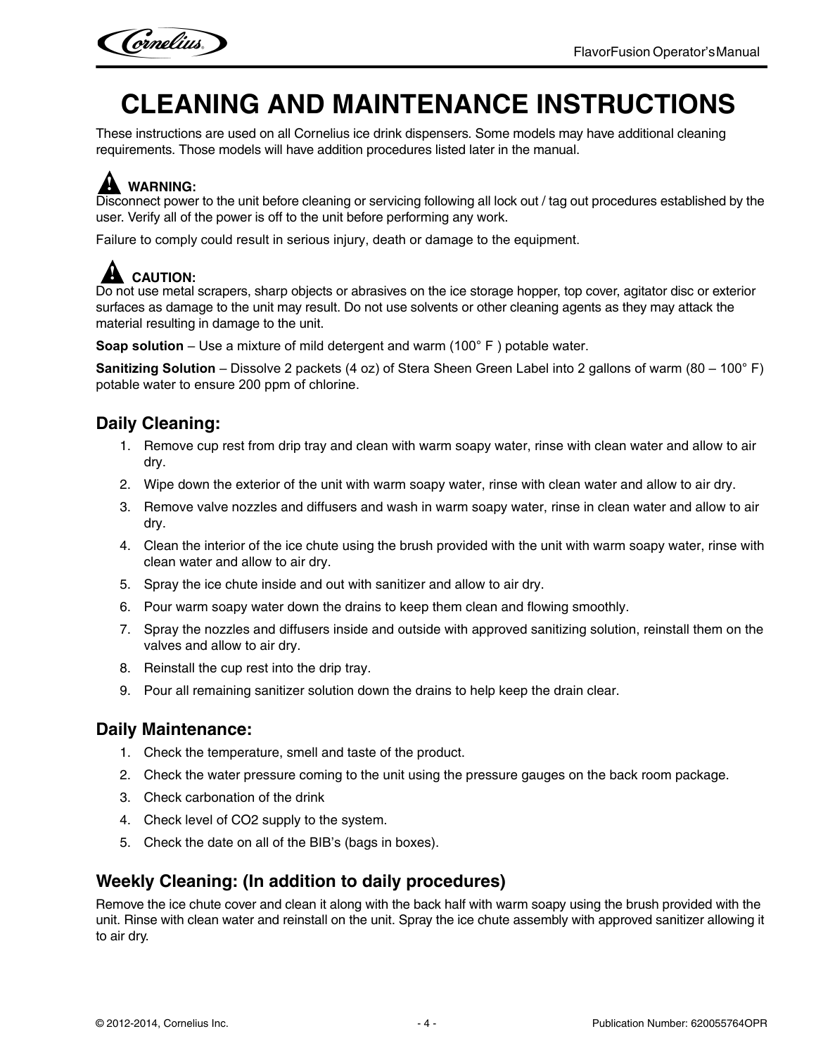# CLEANING AND MAINTENANCE INSTRUCTIONS

These instructions are used on all Cornelius ice drink dispensers. Some models may have additional cleaning requirements. Those models will have addition procedures listed later in the manual.

**WARNING:**
Disconnect power to the unit before cleaning or servicing following all lock out / tag out procedures established by the user. Verify all of the power is off to the unit before performing any work.

Failure to comply could result in serious injury, death or damage to the equipment.

**CAUTION:**
Do not use metal scrapers, sharp objects or abrasives on the ice storage hopper, top cover, agitator disc or exterior surfaces as damage to the unit may result. Do not use solvents or other cleaning agents as they may attack the material resulting in damage to the unit.

**Soap solution** – Use a mixture of mild detergent and warm (100° F ) potable water.

**Sanitizing Solution** – Dissolve 2 packets (4 oz) of Stera Sheen Green Label into 2 gallons of warm (80 – 100° F) potable water to ensure 200 ppm of chlorine.

## Daily Cleaning:

1. Remove cup rest from drip tray and clean with warm soapy water, rinse with clean water and allow to air dry.
2. Wipe down the exterior of the unit with warm soapy water, rinse with clean water and allow to air dry.
3. Remove valve nozzles and diffusers and wash in warm soapy water, rinse in clean water and allow to air dry.
4. Clean the interior of the ice chute using the brush provided with the unit with warm soapy water, rinse with clean water and allow to air dry.
5. Spray the ice chute inside and out with sanitizer and allow to air dry.
6. Pour warm soapy water down the drains to keep them clean and flowing smoothly.
7. Spray the nozzles and diffusers inside and outside with approved sanitizing solution, reinstall them on the valves and allow to air dry.
8. Reinstall the cup rest into the drip tray.
9. Pour all remaining sanitizer solution down the drains to help keep the drain clear.

## Daily Maintenance:

1. Check the temperature, smell and taste of the product.
2. Check the water pressure coming to the unit using the pressure gauges on the back room package.
3. Check carbonation of the drink
4. Check level of $CO_2$ supply to the system.
5. Check the date on all of the BIB's (bags in boxes).

## Weekly Cleaning: (In addition to daily procedures)

Remove the ice chute cover and clean it along with the back half with warm soapy using the brush provided with the unit. Rinse with clean water and reinstall on the unit. Spray the ice chute assembly with approved sanitizer allowing it to air dry.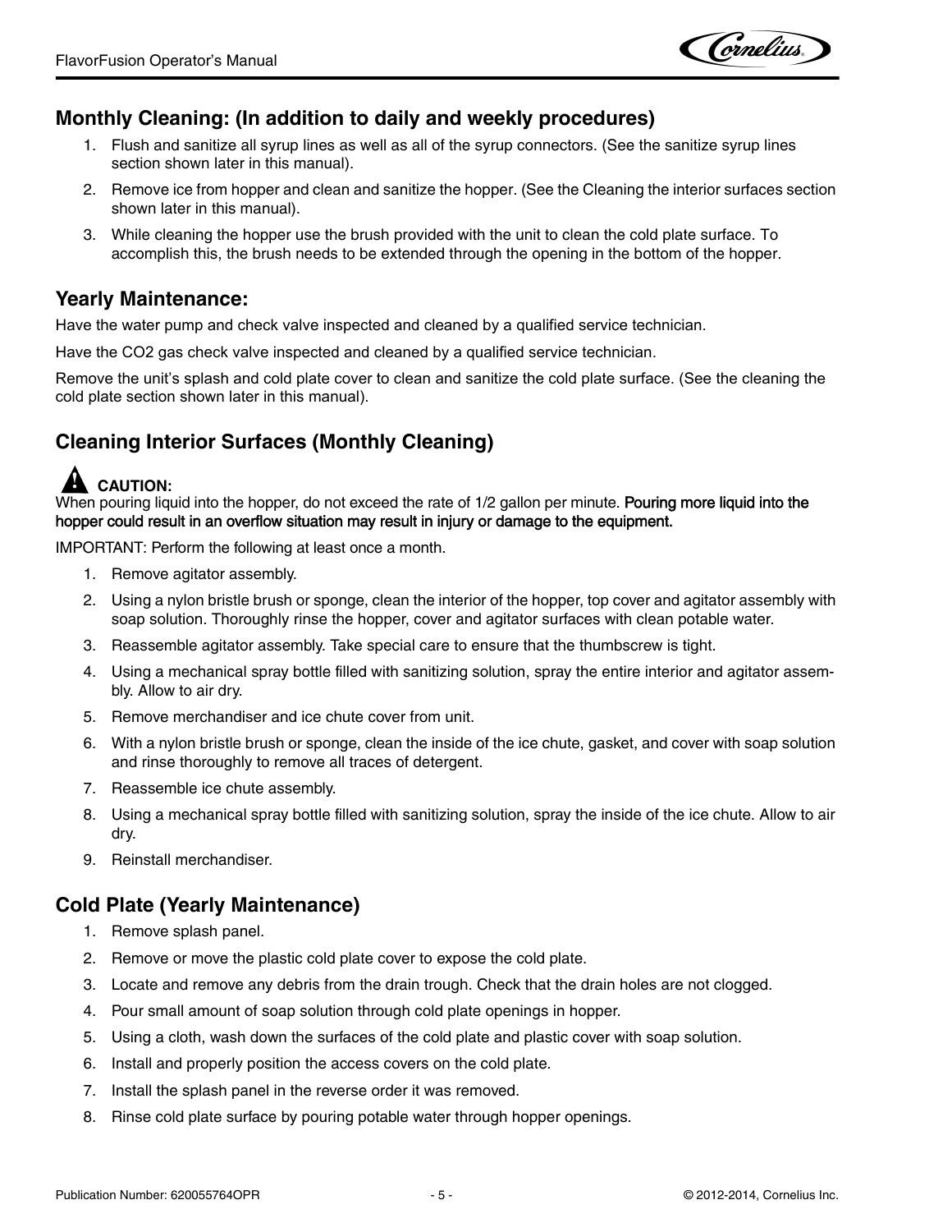## Monthly Cleaning: (In addition to daily and weekly procedures)

1. Flush and sanitize all syrup lines as well as all of the syrup connectors. (See the sanitize syrup lines section shown later in this manual).
2. Remove ice from hopper and clean and sanitize the hopper. (See the Cleaning the interior surfaces section shown later in this manual).
3. While cleaning the hopper use the brush provided with the unit to clean the cold plate surface. To accomplish this, the brush needs to be extended through the opening in the bottom of the hopper.

## Yearly Maintenance:

Have the water pump and check valve inspected and cleaned by a qualified service technician.

Have the CO2 gas check valve inspected and cleaned by a qualified service technician.

Remove the unit's splash and cold plate cover to clean and sanitize the cold plate surface. (See the cleaning the cold plate section shown later in this manual).

## Cleaning Interior Surfaces (Monthly Cleaning)

**CAUTION:**
When pouring liquid into the hopper, do not exceed the rate of 1/2 gallon per minute. **Pouring more liquid into the hopper could result in an overflow situation may result in injury or damage to the equipment.**

IMPORTANT: Perform the following at least once a month.

1. Remove agitator assembly.
2. Using a nylon bristle brush or sponge, clean the interior of the hopper, top cover and agitator assembly with soap solution. Thoroughly rinse the hopper, cover and agitator surfaces with clean potable water.
3. Reassemble agitator assembly. Take special care to ensure that the thumbscrew is tight.
4. Using a mechanical spray bottle filled with sanitizing solution, spray the entire interior and agitator assembly. Allow to air dry.
5. Remove merchandiser and ice chute cover from unit.
6. With a nylon bristle brush or sponge, clean the inside of the ice chute, gasket, and cover with soap solution and rinse thoroughly to remove all traces of detergent.
7. Reassemble ice chute assembly.
8. Using a mechanical spray bottle filled with sanitizing solution, spray the inside of the ice chute. Allow to air dry.
9. Reinstall merchandiser.

## Cold Plate (Yearly Maintenance)

1. Remove splash panel.
2. Remove or move the plastic cold plate cover to expose the cold plate.
3. Locate and remove any debris from the drain trough. Check that the drain holes are not clogged.
4. Pour small amount of soap solution through cold plate openings in hopper.
5. Using a cloth, wash down the surfaces of the cold plate and plastic cover with soap solution.
6. Install and properly position the access covers on the cold plate.
7. Install the splash panel in the reverse order it was removed.
8. Rinse cold plate surface by pouring potable water through hopper openings.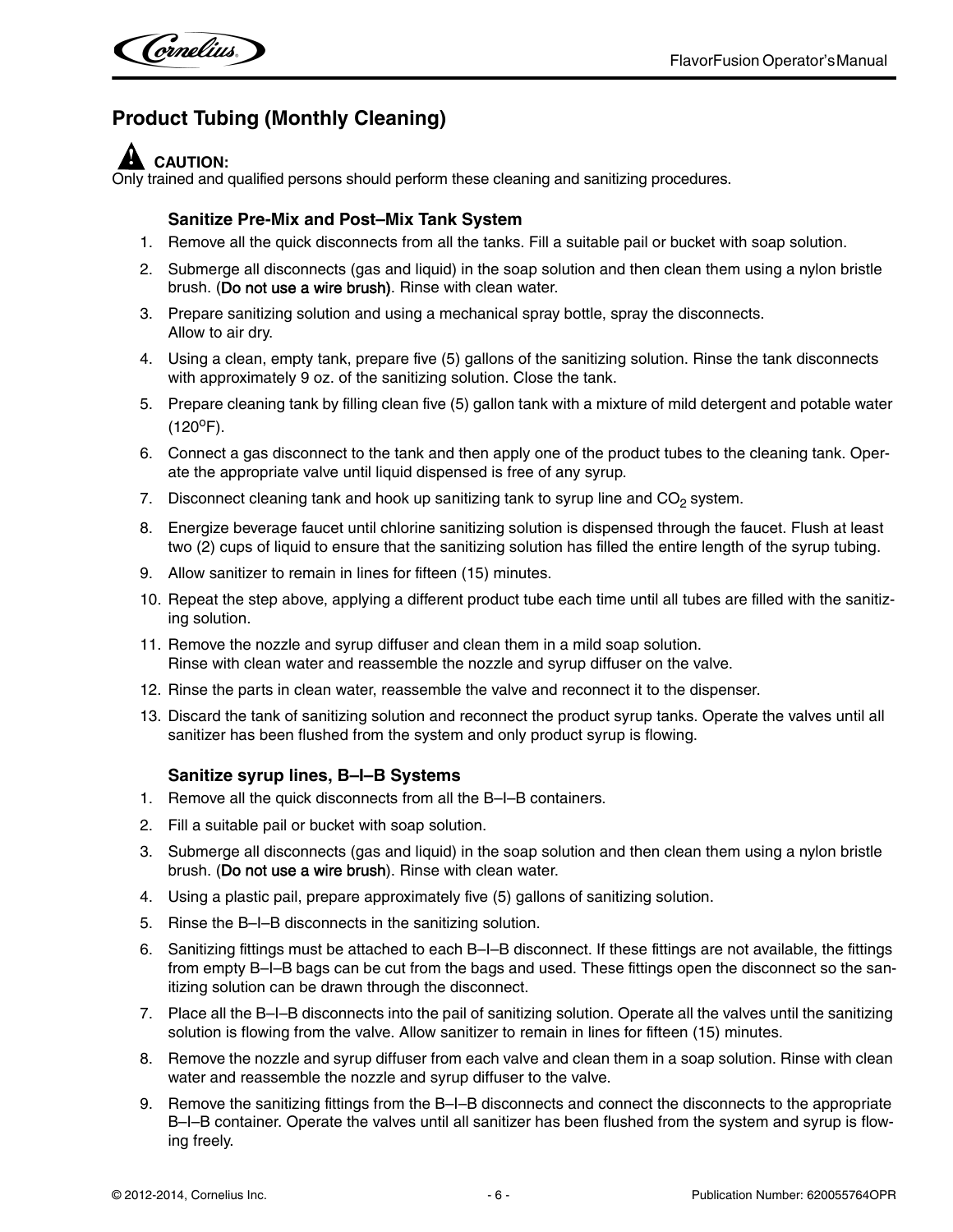## Product Tubing (Monthly Cleaning)

**CAUTION:**
Only trained and qualified persons should perform these cleaning and sanitizing procedures.

### Sanitize Pre-Mix and Post–Mix Tank System

1. Remove all the quick disconnects from all the tanks. Fill a suitable pail or bucket with soap solution.
2. Submerge all disconnects (gas and liquid) in the soap solution and then clean them using a nylon bristle brush. (Do not use a wire brush). Rinse with clean water.
3. Prepare sanitizing solution and using a mechanical spray bottle, spray the disconnects.
   Allow to air dry.
4. Using a clean, empty tank, prepare five (5) gallons of the sanitizing solution. Rinse the tank disconnects with approximately 9 oz. of the sanitizing solution. Close the tank.
5. Prepare cleaning tank by filling clean five (5) gallon tank with a mixture of mild detergent and potable water (120°F).
6. Connect a gas disconnect to the tank and then apply one of the product tubes to the cleaning tank. Operate the appropriate valve until liquid dispensed is free of any syrup.
7. Disconnect cleaning tank and hook up sanitizing tank to syrup line and $CO_2$ system.
8. Energize beverage faucet until chlorine sanitizing solution is dispensed through the faucet. Flush at least two (2) cups of liquid to ensure that the sanitizing solution has filled the entire length of the syrup tubing.
9. Allow sanitizer to remain in lines for fifteen (15) minutes.
10. Repeat the step above, applying a different product tube each time until all tubes are filled with the sanitizing solution.
11. Remove the nozzle and syrup diffuser and clean them in a mild soap solution.
    Rinse with clean water and reassemble the nozzle and syrup diffuser on the valve.
12. Rinse the parts in clean water, reassemble the valve and reconnect it to the dispenser.
13. Discard the tank of sanitizing solution and reconnect the product syrup tanks. Operate the valves until all sanitizer has been flushed from the system and only product syrup is flowing.

### Sanitize syrup lines, B–I–B Systems

1. Remove all the quick disconnects from all the B–I–B containers.
2. Fill a suitable pail or bucket with soap solution.
3. Submerge all disconnects (gas and liquid) in the soap solution and then clean them using a nylon bristle brush. (Do not use a wire brush). Rinse with clean water.
4. Using a plastic pail, prepare approximately five (5) gallons of sanitizing solution.
5. Rinse the B–I–B disconnects in the sanitizing solution.
6. Sanitizing fittings must be attached to each B–I–B disconnect. If these fittings are not available, the fittings from empty B–I–B bags can be cut from the bags and used. These fittings open the disconnect so the sanitizing solution can be drawn through the disconnect.
7. Place all the B–I–B disconnects into the pail of sanitizing solution. Operate all the valves until the sanitizing solution is flowing from the valve. Allow sanitizer to remain in lines for fifteen (15) minutes.
8. Remove the nozzle and syrup diffuser from each valve and clean them in a soap solution. Rinse with clean water and reassemble the nozzle and syrup diffuser to the valve.
9. Remove the sanitizing fittings from the B–I–B disconnects and connect the disconnects to the appropriate B–I–B container. Operate the valves until all sanitizer has been flushed from the system and syrup is flowing freely.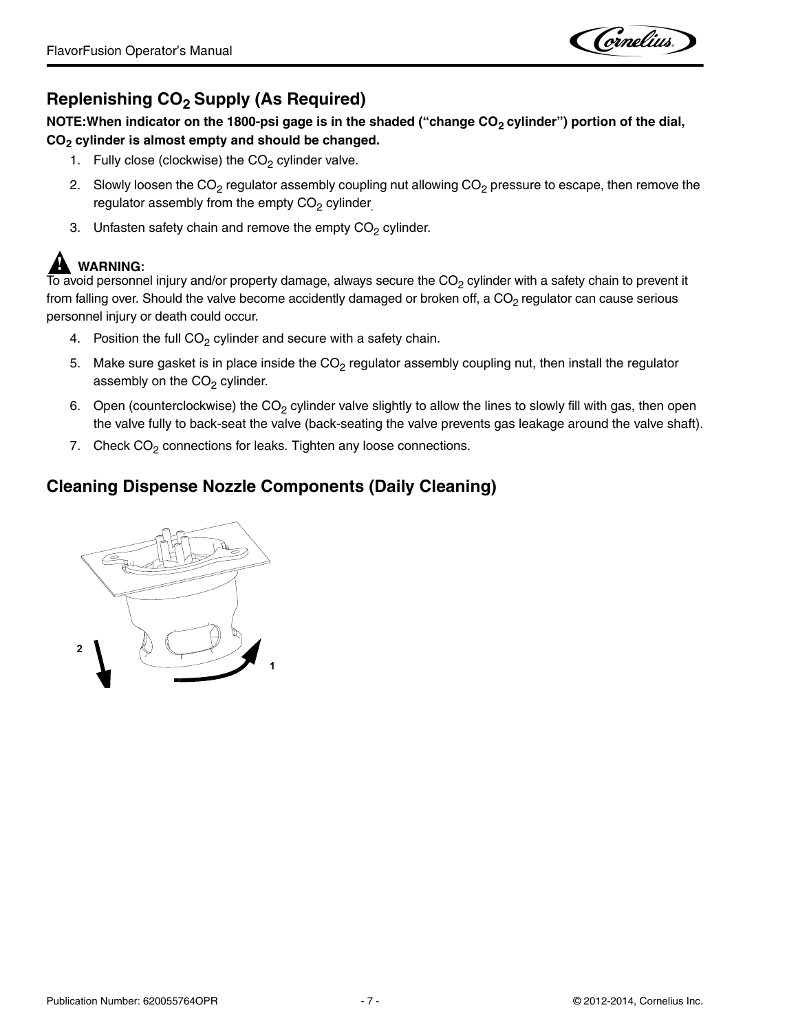## Replenishing $CO_2$ Supply (As Required)

**NOTE:When indicator on the 1800-psi gage is in the shaded ("change $CO_2$ cylinder") portion of the dial, $CO_2$ cylinder is almost empty and should be changed.**

1. Fully close (clockwise) the $CO_2$ cylinder valve.
2. Slowly loosen the $CO_2$ regulator assembly coupling nut allowing $CO_2$ pressure to escape, then remove the regulator assembly from the empty $CO_2$ cylinder.
3. Unfasten safety chain and remove the empty $CO_2$ cylinder.

**WARNING:**
To avoid personnel injury and/or property damage, always secure the $CO_2$ cylinder with a safety chain to prevent it from falling over. Should the valve become accidently damaged or broken off, a $CO_2$ regulator can cause serious personnel injury or death could occur.

4. Position the full $CO_2$ cylinder and secure with a safety chain.
5. Make sure gasket is in place inside the $CO_2$ regulator assembly coupling nut, then install the regulator assembly on the $CO_2$ cylinder.
6. Open (counterclockwise) the $CO_2$ cylinder valve slightly to allow the lines to slowly fill with gas, then open the valve fully to back-seat the valve (back-seating the valve prevents gas leakage around the valve shaft).
7. Check $CO_2$ connections for leaks. Tighten any loose connections.

## Cleaning Dispense Nozzle Components (Daily Cleaning)

2

1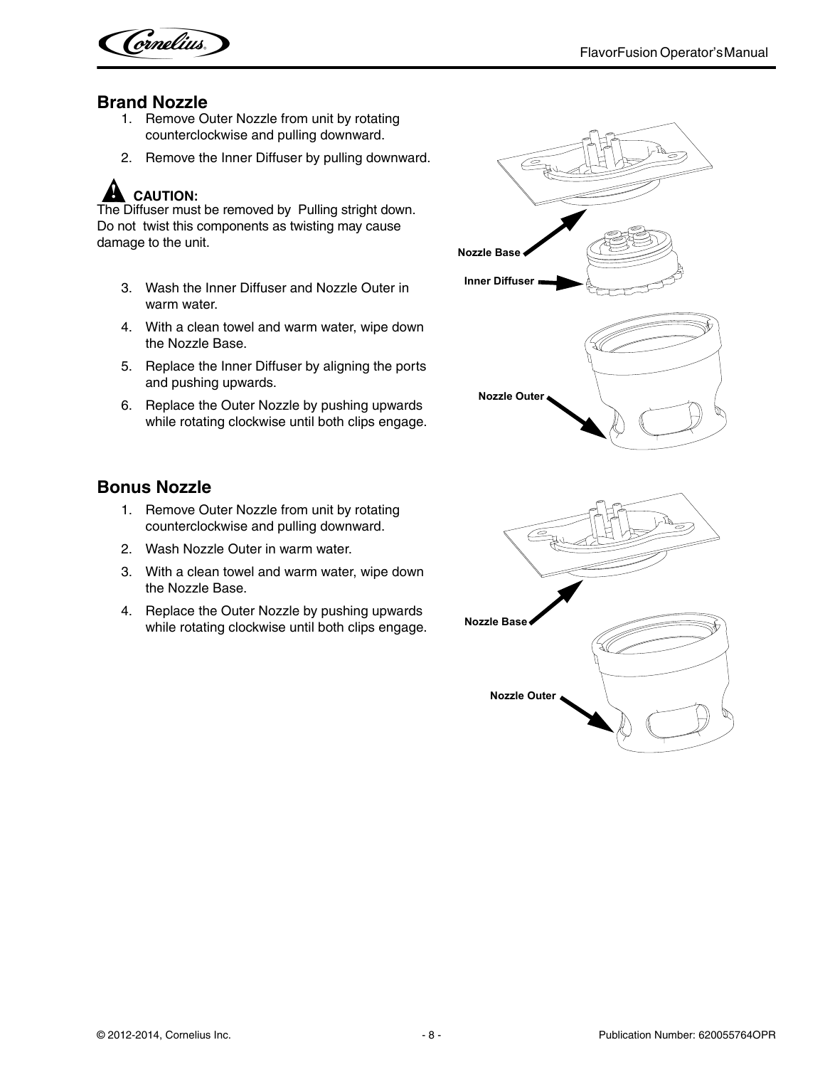## Brand Nozzle

1. Remove Outer Nozzle from unit by rotating counterclockwise and pulling downward.
2. Remove the Inner Diffuser by pulling downward.

**CAUTION:**
The Diffuser must be removed by  Pulling stright down. Do not  twist this components as twisting may cause damage to the unit.

3. Wash the Inner Diffuser and Nozzle Outer in warm water.
4. With a clean towel and warm water, wipe down the Nozzle Base.
5. Replace the Inner Diffuser by aligning the ports and pushing upwards.
6. Replace the Outer Nozzle by pushing upwards while rotating clockwise until both clips engage.

Nozzle Base

Inner Diffuser

Nozzle Outer

## Bonus Nozzle

1. Remove Outer Nozzle from unit by rotating counterclockwise and pulling downward.
2. Wash Nozzle Outer in warm water.
3. With a clean towel and warm water, wipe down the Nozzle Base.
4. Replace the Outer Nozzle by pushing upwards while rotating clockwise until both clips engage.

Nozzle Base

Nozzle Outer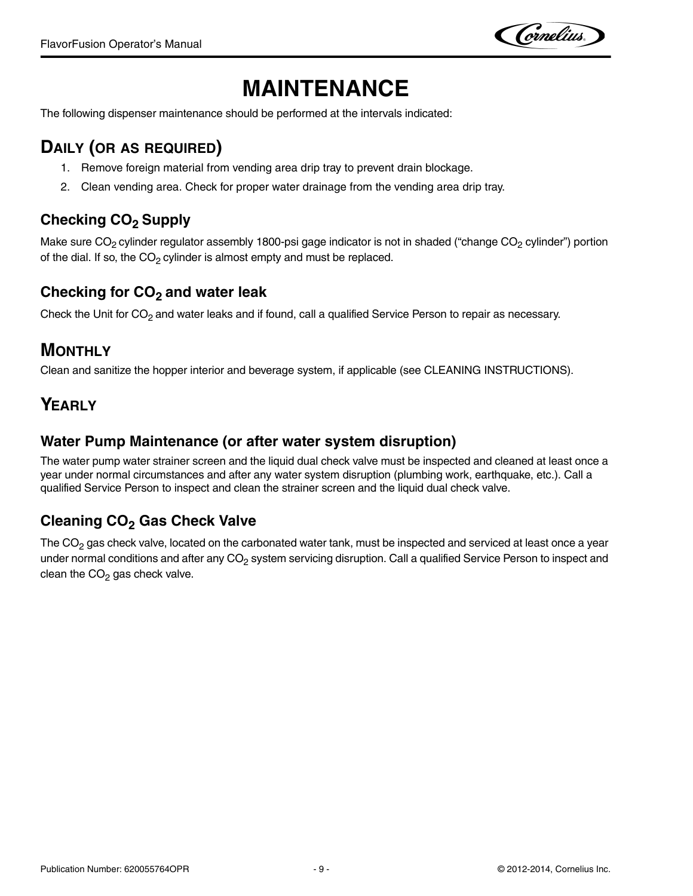# MAINTENANCE

The following dispenser maintenance should be performed at the intervals indicated:

## DAILY (OR AS REQUIRED)

1. Remove foreign material from vending area drip tray to prevent drain blockage.
2. Clean vending area. Check for proper water drainage from the vending area drip tray.

### Checking $CO_2$ Supply

Make sure $CO_2$ cylinder regulator assembly 1800-psi gage indicator is not in shaded ("change $CO_2$ cylinder") portion of the dial. If so, the $CO_2$ cylinder is almost empty and must be replaced.

### Checking for $CO_2$ and water leak

Check the Unit for $CO_2$ and water leaks and if found, call a qualified Service Person to repair as necessary.

## MONTHLY

Clean and sanitize the hopper interior and beverage system, if applicable (see CLEANING INSTRUCTIONS).

## YEARLY

### Water Pump Maintenance (or after water system disruption)

The water pump water strainer screen and the liquid dual check valve must be inspected and cleaned at least once a year under normal circumstances and after any water system disruption (plumbing work, earthquake, etc.). Call a qualified Service Person to inspect and clean the strainer screen and the liquid dual check valve.

### Cleaning $CO_2$ Gas Check Valve

The $CO_2$ gas check valve, located on the carbonated water tank, must be inspected and serviced at least once a year under normal conditions and after any $CO_2$ system servicing disruption. Call a qualified Service Person to inspect and clean the $CO_2$ gas check valve.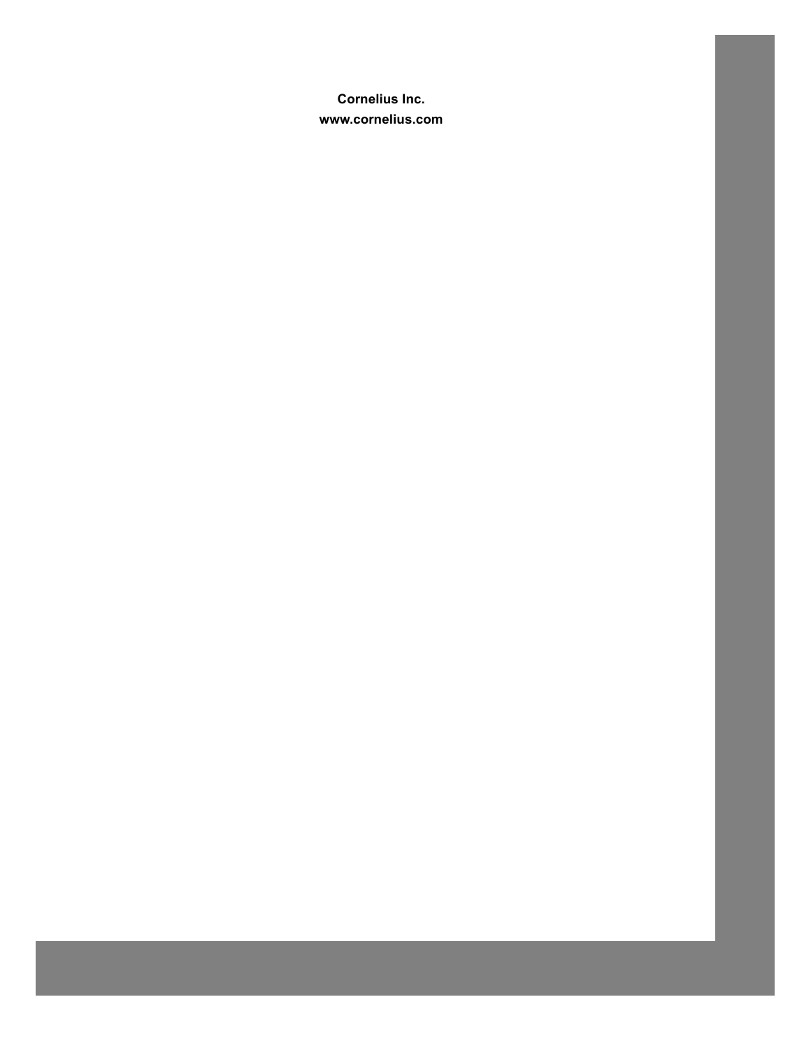**Cornelius Inc.**

**www.cornelius.com**